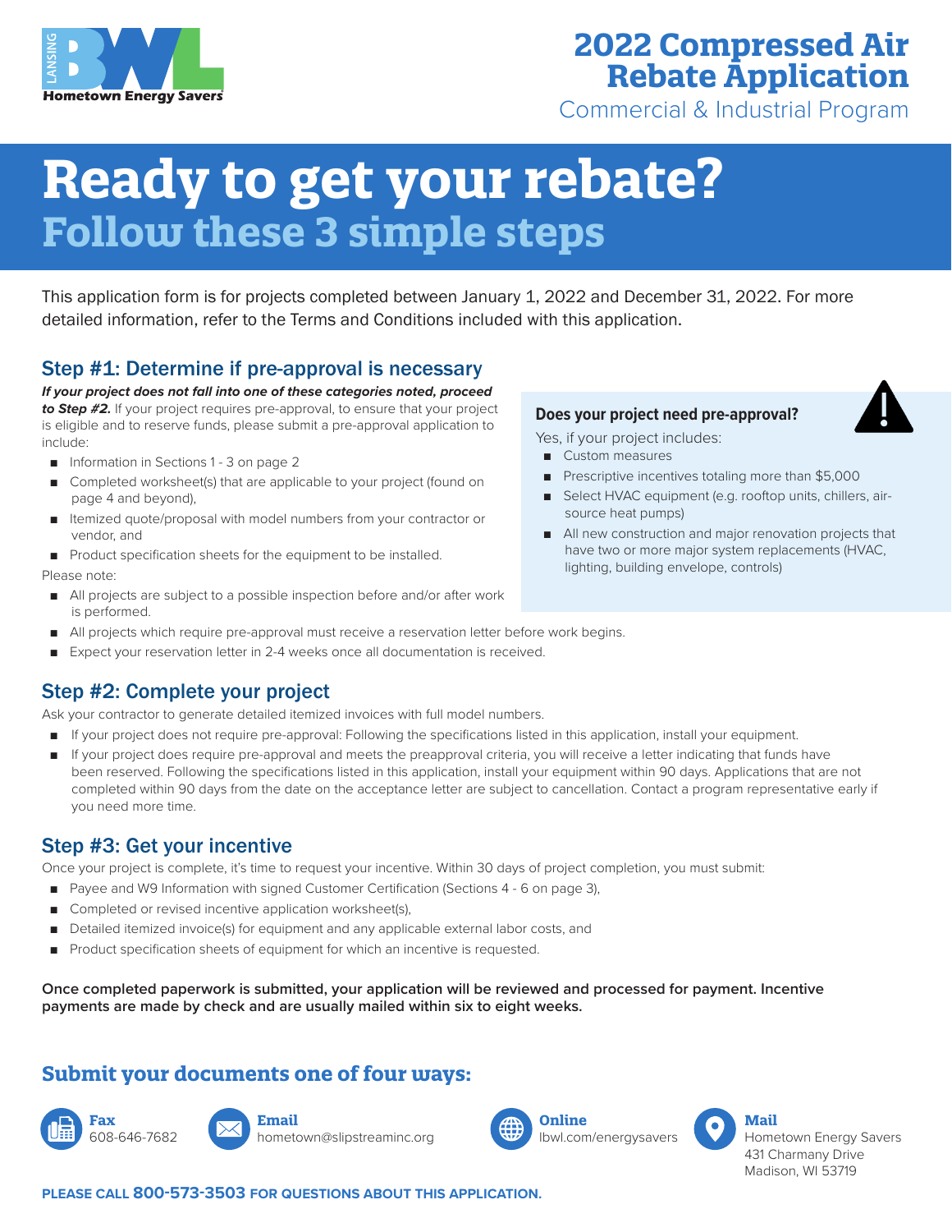LANSING BWL Hometown Energy Savers

# 2022 Compressed Air Rebate Application

Commercial & Industrial Program

# Ready to get your rebate?

## Follow these 3 simple steps

This application form is for projects completed between January 1, 2022 and December 31, 2022. For more detailed information, refer to the Terms and Conditions included with this application.

### Step #1: Determine if pre-approval is necessary

***If your project does not fall into one of these categories noted, proceed to Step #2.*** If your project requires pre-approval, to ensure that your project is eligible and to reserve funds, please submit a pre-approval application to include:

- Information in Sections 1 - 3 on page 2
- Completed worksheet(s) that are applicable to your project (found on page 4 and beyond),
- Itemized quote/proposal with model numbers from your contractor or vendor, and
- Product specification sheets for the equipment to be installed.

Please note:

- All projects are subject to a possible inspection before and/or after work is performed.
- All projects which require pre-approval must receive a reservation letter before work begins.
- Expect your reservation letter in 2-4 weeks once all documentation is received.

**Does your project need pre-approval?**

Yes, if your project includes:

- Custom measures
- Prescriptive incentives totaling more than $5,000
- Select HVAC equipment (e.g. rooftop units, chillers, air-source heat pumps)
- All new construction and major renovation projects that have two or more major system replacements (HVAC, lighting, building envelope, controls)

### Step #2: Complete your project

Ask your contractor to generate detailed itemized invoices with full model numbers.

- If your project does not require pre-approval: Following the specifications listed in this application, install your equipment.
- If your project does require pre-approval and meets the preapproval criteria, you will receive a letter indicating that funds have been reserved. Following the specifications listed in this application, install your equipment within 90 days. Applications that are not completed within 90 days from the date on the acceptance letter are subject to cancellation. Contact a program representative early if you need more time.

### Step #3: Get your incentive

Once your project is complete, it's time to request your incentive. Within 30 days of project completion, you must submit:

- Payee and W9 Information with signed Customer Certification (Sections 4 - 6 on page 3),
- Completed or revised incentive application worksheet(s),
- Detailed itemized invoice(s) for equipment and any applicable external labor costs, and
- Product specification sheets of equipment for which an incentive is requested.

**Once completed paperwork is submitted, your application will be reviewed and processed for payment. Incentive payments are made by check and are usually mailed within six to eight weeks.**

### Submit your documents one of four ways:

**Fax**
608-646-7682

**Email**
hometown@slipstreaminc.org

**Online**
lbwl.com/energysavers

**Mail**
Hometown Energy Savers
431 Charmany Drive
Madison, WI 53719

**PLEASE CALL 800-573-3503 FOR QUESTIONS ABOUT THIS APPLICATION.**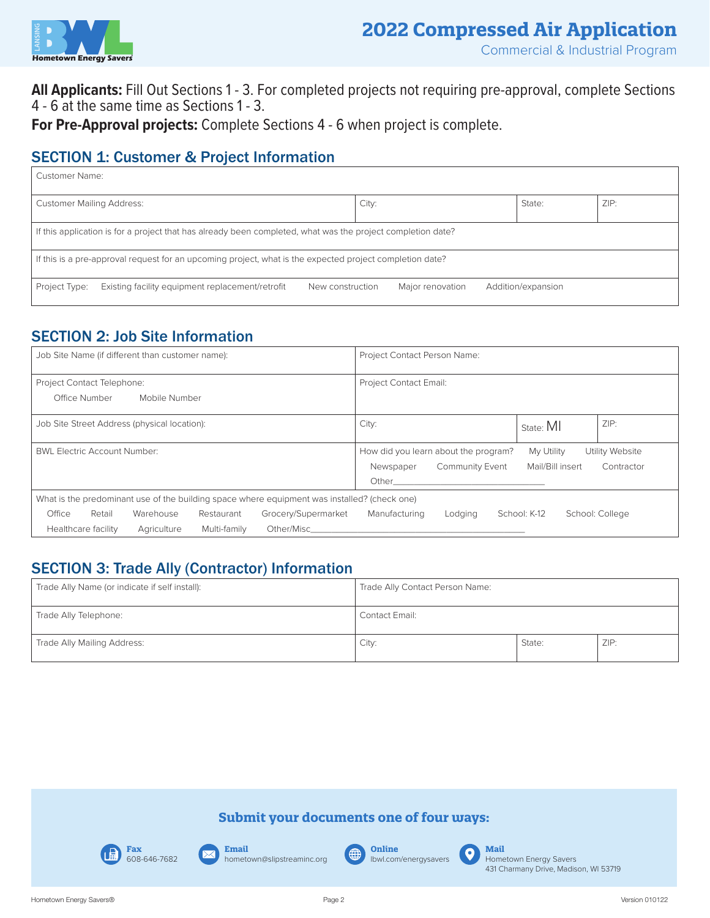# 2022 Compressed Air Application

Commercial & Industrial Program

**All Applicants:** Fill Out Sections 1 - 3. For completed projects not requiring pre-approval, complete Sections 4 - 6 at the same time as Sections 1 - 3.

**For Pre-Approval projects:** Complete Sections 4 - 6 when project is complete.

## SECTION 1: Customer & Project Information

| Customer Name: | | | |
|---|---|---|---|
| Customer Mailing Address: | City: | State: | ZIP: |
| If this application is for a project that has already been completed, what was the project completion date? | | | |
| If this is a pre-approval request for an upcoming project, what is the expected project completion date? | | | |
| Project Type: Existing facility equipment replacement/retrofit / New construction / Major renovation / Addition/expansion | | | |

## SECTION 2: Job Site Information

| Job Site Name (if different than customer name): | Project Contact Person Name: | | |
|---|---|---|---|
| Project Contact Telephone: Office Number / Mobile Number | Project Contact Email: | | |
| Job Site Street Address (physical location): | City: | State: MI | ZIP: |
| BWL Electric Account Number: | How did you learn about the program? My Utility / Utility Website / Newspaper / Community Event / Mail/Bill insert / Contractor / Other______________ | | |
| What is the predominant use of the building space where equipment was installed? (check one) Office / Retail / Warehouse / Restaurant / Grocery/Supermarket / Manufacturing / Lodging / School: K-12 / School: College / Healthcare facility / Agriculture / Multi-family / Other/Misc______________ | | | |

## SECTION 3: Trade Ally (Contractor) Information

| Trade Ally Name (or indicate if self install): | Trade Ally Contact Person Name: | | |
|---|---|---|---|
| Trade Ally Telephone: | Contact Email: | | |
| Trade Ally Mailing Address: | City: | State: | ZIP: |

### Submit your documents one of four ways:

- **Fax** 608-646-7682
- **Email** hometown@slipstreaminc.org
- **Online** lbwl.com/energysavers
- **Mail** Hometown Energy Savers, 431 Charmany Drive, Madison, WI 53719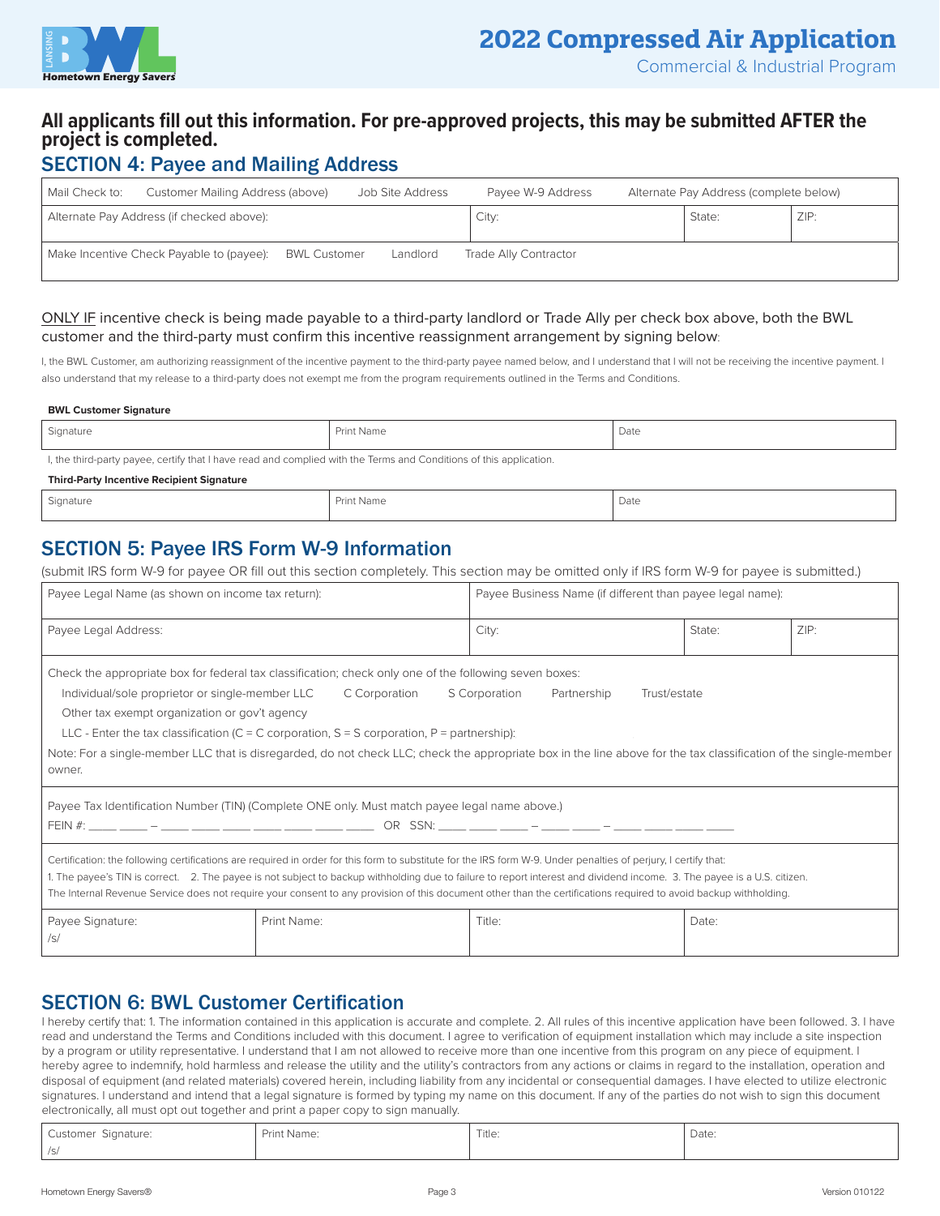# 2022 Compressed Air Application

Commercial & Industrial Program

**All applicants fill out this information. For pre-approved projects, this may be submitted AFTER the project is completed.**

## SECTION 4: Payee and Mailing Address

| Mail Check to: Customer Mailing Address (above) Job Site Address Payee W-9 Address Alternate Pay Address (complete below) | | | |
|---|---|---|---|
| Alternate Pay Address (if checked above): | City: | State: | ZIP: |
| Make Incentive Check Payable to (payee): BWL Customer Landlord Trade Ally Contractor | | | |

ONLY IF incentive check is being made payable to a third-party landlord or Trade Ally per check box above, both the BWL customer and the third-party must confirm this incentive reassignment arrangement by signing below:

I, the BWL Customer, am authorizing reassignment of the incentive payment to the third-party payee named below, and I understand that I will not be receiving the incentive payment. I also understand that my release to a third-party does not exempt me from the program requirements outlined in the Terms and Conditions.

**BWL Customer Signature**

| Signature | Print Name | Date |
|---|---|---|

I, the third-party payee, certify that I have read and complied with the Terms and Conditions of this application.

**Third-Party Incentive Recipient Signature**

| Signature | Print Name | Date |
|---|---|---|

## SECTION 5: Payee IRS Form W-9 Information

(submit IRS form W-9 for payee OR fill out this section completely. This section may be omitted only if IRS form W-9 for payee is submitted.)

| Payee Legal Name (as shown on income tax return): | Payee Business Name (if different than payee legal name): | | |
|---|---|---|---|
| Payee Legal Address: | City: | State: | ZIP: |

Check the appropriate box for federal tax classification; check only one of the following seven boxes:

Individual/sole proprietor or single-member LLC  C Corporation  S Corporation  Partnership  Trust/estate

Other tax exempt organization or gov't agency

LLC - Enter the tax classification (C = C corporation, S = S corporation, P = partnership):

Note: For a single-member LLC that is disregarded, do not check LLC; check the appropriate box in the line above for the tax classification of the single-member owner.

Payee Tax Identification Number (TIN) (Complete ONE only. Must match payee legal name above.)

FEIN #: ____ ____ – ____ ____ ____ ____ ____ ____ ____  OR  SSN: ____ ____ ____ – ____ ____ – ____ ____ ____ ____

Certification: the following certifications are required in order for this form to substitute for the IRS form W-9. Under penalties of perjury, I certify that:

1. The payee's TIN is correct. 2. The payee is not subject to backup withholding due to failure to report interest and dividend income. 3. The payee is a U.S. citizen.

The Internal Revenue Service does not require your consent to any provision of this document other than the certifications required to avoid backup withholding.

| Payee Signature: /s/ | Print Name: | Title: | Date: |
|---|---|---|---|

## SECTION 6: BWL Customer Certification

I hereby certify that: 1. The information contained in this application is accurate and complete. 2. All rules of this incentive application have been followed. 3. I have read and understand the Terms and Conditions included with this document. I agree to verification of equipment installation which may include a site inspection by a program or utility representative. I understand that I am not allowed to receive more than one incentive from this program on any piece of equipment. I hereby agree to indemnify, hold harmless and release the utility and the utility's contractors from any actions or claims in regard to the installation, operation and disposal of equipment (and related materials) covered herein, including liability from any incidental or consequential damages. I have elected to utilize electronic signatures. I understand and intend that a legal signature is formed by typing my name on this document. If any of the parties do not wish to sign this document electronically, all must opt out together and print a paper copy to sign manually.

| Customer Signature: /s/ | Print Name: | Title: | Date: |
|---|---|---|---|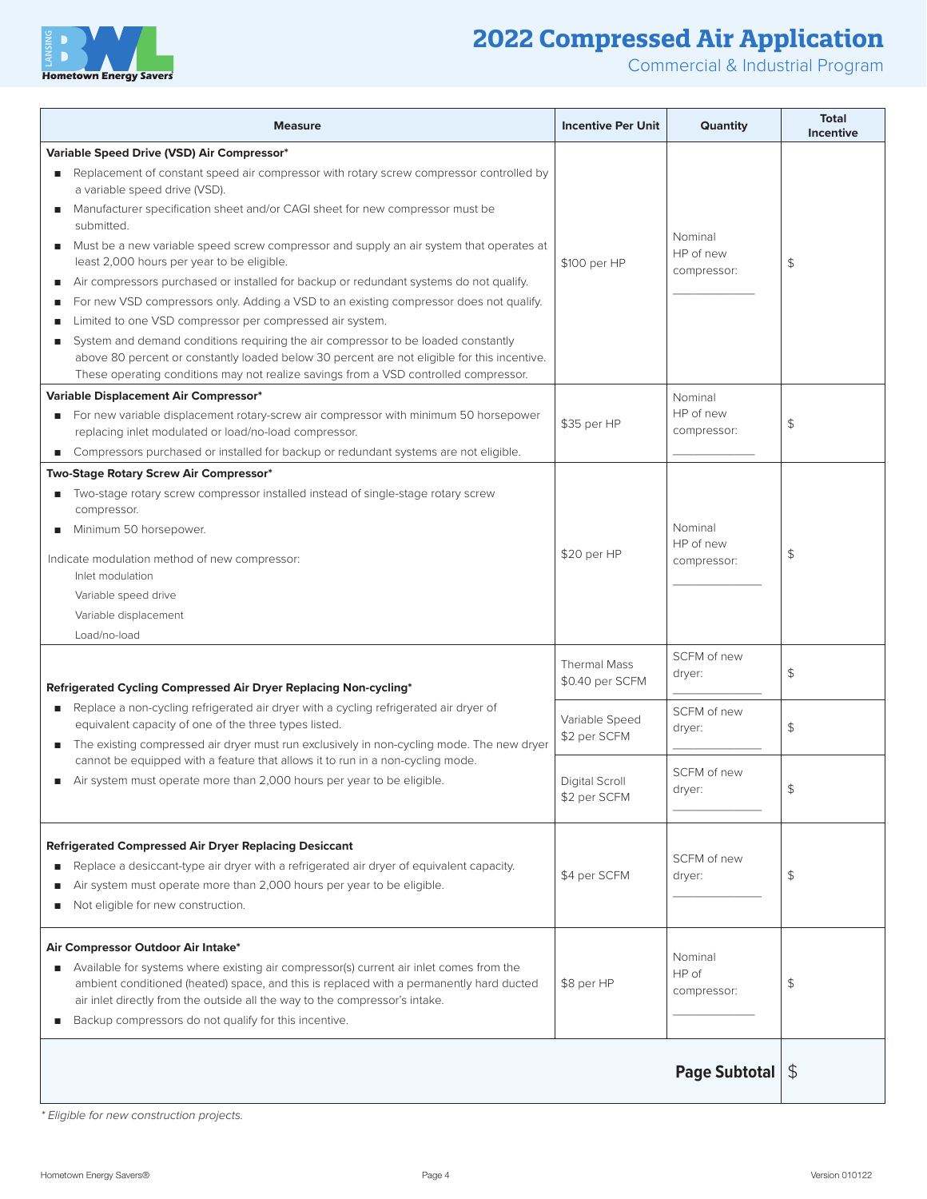# 2022 Compressed Air Application

Commercial & Industrial Program

| Measure | Incentive Per Unit | Quantity | Total Incentive |
|---|---|---|---|
| **Variable Speed Drive (VSD) Air Compressor***<br>■ Replacement of constant speed air compressor with rotary screw compressor controlled by a variable speed drive (VSD).<br>■ Manufacturer specification sheet and/or CAGI sheet for new compressor must be submitted.<br>■ Must be a new variable speed screw compressor and supply an air system that operates at least 2,000 hours per year to be eligible.<br>■ Air compressors purchased or installed for backup or redundant systems do not qualify.<br>■ For new VSD compressors only. Adding a VSD to an existing compressor does not qualify.<br>■ Limited to one VSD compressor per compressed air system.<br>■ System and demand conditions requiring the air compressor to be loaded constantly above 80 percent or constantly loaded below 30 percent are not eligible for this incentive. These operating conditions may not realize savings from a VSD controlled compressor. | $100 per HP | Nominal HP of new compressor: ________ | $ |
| **Variable Displacement Air Compressor***<br>■ For new variable displacement rotary-screw air compressor with minimum 50 horsepower replacing inlet modulated or load/no-load compressor.<br>■ Compressors purchased or installed for backup or redundant systems are not eligible. | $35 per HP | Nominal HP of new compressor: ________ | $ |
| **Two-Stage Rotary Screw Air Compressor***<br>■ Two-stage rotary screw compressor installed instead of single-stage rotary screw compressor.<br>■ Minimum 50 horsepower.<br>Indicate modulation method of new compressor:<br>Inlet modulation<br>Variable speed drive<br>Variable displacement<br>Load/no-load | $20 per HP | Nominal HP of new compressor: ________ | $ |
| **Refrigerated Cycling Compressed Air Dryer Replacing Non-cycling***<br>■ Replace a non-cycling refrigerated air dryer with a cycling refrigerated air dryer of equivalent capacity of one of the three types listed.<br>■ The existing compressed air dryer must run exclusively in non-cycling mode. The new dryer cannot be equipped with a feature that allows it to run in a non-cycling mode.<br>■ Air system must operate more than 2,000 hours per year to be eligible. | Thermal Mass $0.40 per SCFM | SCFM of new dryer: ________ | $ |
| | Variable Speed $2 per SCFM | SCFM of new dryer: ________ | $ |
| | Digital Scroll $2 per SCFM | SCFM of new dryer: ________ | $ |
| **Refrigerated Compressed Air Dryer Replacing Desiccant**<br>■ Replace a desiccant-type air dryer with a refrigerated air dryer of equivalent capacity.<br>■ Air system must operate more than 2,000 hours per year to be eligible.<br>■ Not eligible for new construction. | $4 per SCFM | SCFM of new dryer: ________ | $ |
| **Air Compressor Outdoor Air Intake***<br>■ Available for systems where existing air compressor(s) current air inlet comes from the ambient conditioned (heated) space, and this is replaced with a permanently hard ducted air inlet directly from the outside all the way to the compressor's intake.<br>■ Backup compressors do not qualify for this incentive. | $8 per HP | Nominal HP of compressor: ________ | $ |
| | | **Page Subtotal** | $ |

*\* Eligible for new construction projects.*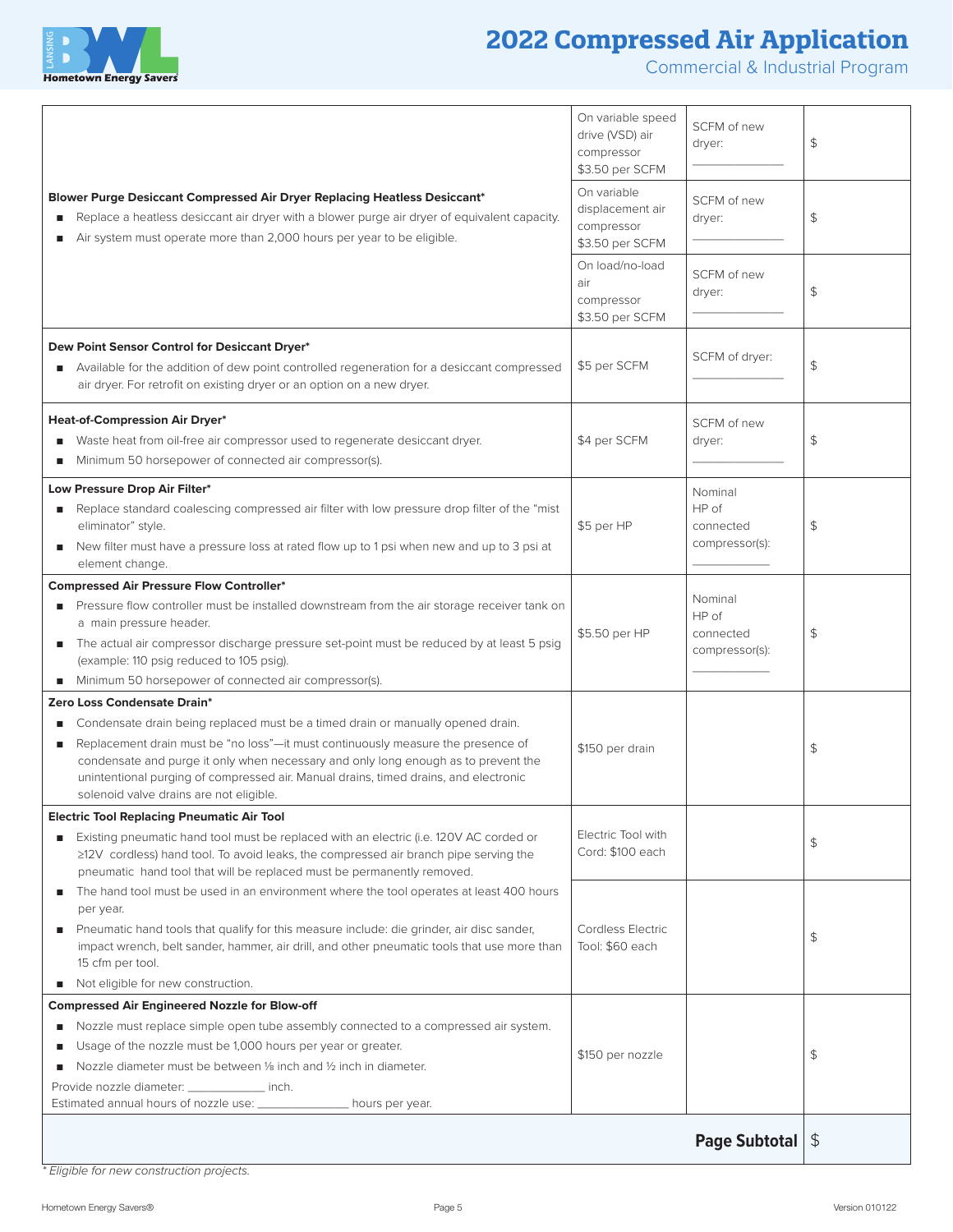# 2022 Compressed Air Application

Commercial & Industrial Program

| Measure | Incentive | Quantity | Amount |
|---|---|---|---|
| **Blower Purge Desiccant Compressed Air Dryer Replacing Heatless Desiccant*** <br> ■ Replace a heatless desiccant air dryer with a blower purge air dryer of equivalent capacity. <br> ■ Air system must operate more than 2,000 hours per year to be eligible. | On variable speed drive (VSD) air compressor $3.50 per SCFM | SCFM of new dryer: ___________ | $ |
| | On variable displacement air compressor $3.50 per SCFM | SCFM of new dryer: ___________ | $ |
| | On load/no-load air compressor $3.50 per SCFM | SCFM of new dryer: ___________ | $ |
| **Dew Point Sensor Control for Desiccant Dryer*** <br> ■ Available for the addition of dew point controlled regeneration for a desiccant compressed air dryer. For retrofit on existing dryer or an option on a new dryer. | $5 per SCFM | SCFM of dryer: ___________ | $ |
| **Heat-of-Compression Air Dryer*** <br> ■ Waste heat from oil-free air compressor used to regenerate desiccant dryer. <br> ■ Minimum 50 horsepower of connected air compressor(s). | $4 per SCFM | SCFM of new dryer: ___________ | $ |
| **Low Pressure Drop Air Filter*** <br> ■ Replace standard coalescing compressed air filter with low pressure drop filter of the "mist eliminator" style. <br> ■ New filter must have a pressure loss at rated flow up to 1 psi when new and up to 3 psi at element change. | $5 per HP | Nominal HP of connected compressor(s): ___________ | $ |
| **Compressed Air Pressure Flow Controller*** <br> ■ Pressure flow controller must be installed downstream from the air storage receiver tank on a main pressure header. <br> ■ The actual air compressor discharge pressure set-point must be reduced by at least 5 psig (example: 110 psig reduced to 105 psig). <br> ■ Minimum 50 horsepower of connected air compressor(s). | $5.50 per HP | Nominal HP of connected compressor(s): ___________ | $ |
| **Zero Loss Condensate Drain*** <br> ■ Condensate drain being replaced must be a timed drain or manually opened drain. <br> ■ Replacement drain must be "no loss"—it must continuously measure the presence of condensate and purge it only when necessary and only long enough as to prevent the unintentional purging of compressed air. Manual drains, timed drains, and electronic solenoid valve drains are not eligible. | $150 per drain | | $ |
| **Electric Tool Replacing Pneumatic Air Tool** <br> ■ Existing pneumatic hand tool must be replaced with an electric (i.e. 120V AC corded or ≥12V cordless) hand tool. To avoid leaks, the compressed air branch pipe serving the pneumatic hand tool that will be replaced must be permanently removed. <br> ■ The hand tool must be used in an environment where the tool operates at least 400 hours per year. <br> ■ Pneumatic hand tools that qualify for this measure include: die grinder, air disc sander, impact wrench, belt sander, hammer, air drill, and other pneumatic tools that use more than 15 cfm per tool. <br> ■ Not eligible for new construction. | Electric Tool with Cord: $100 each | | $ |
| | Cordless Electric Tool: $60 each | | $ |
| **Compressed Air Engineered Nozzle for Blow-off** <br> ■ Nozzle must replace simple open tube assembly connected to a compressed air system. <br> ■ Usage of the nozzle must be 1,000 hours per year or greater. <br> ■ Nozzle diameter must be between ⅛ inch and ½ inch in diameter. <br> Provide nozzle diameter: ___________ inch. <br> Estimated annual hours of nozzle use: ___________ hours per year. | $150 per nozzle | | $ |
| | | **Page Subtotal** | $ |

*\* Eligible for new construction projects.*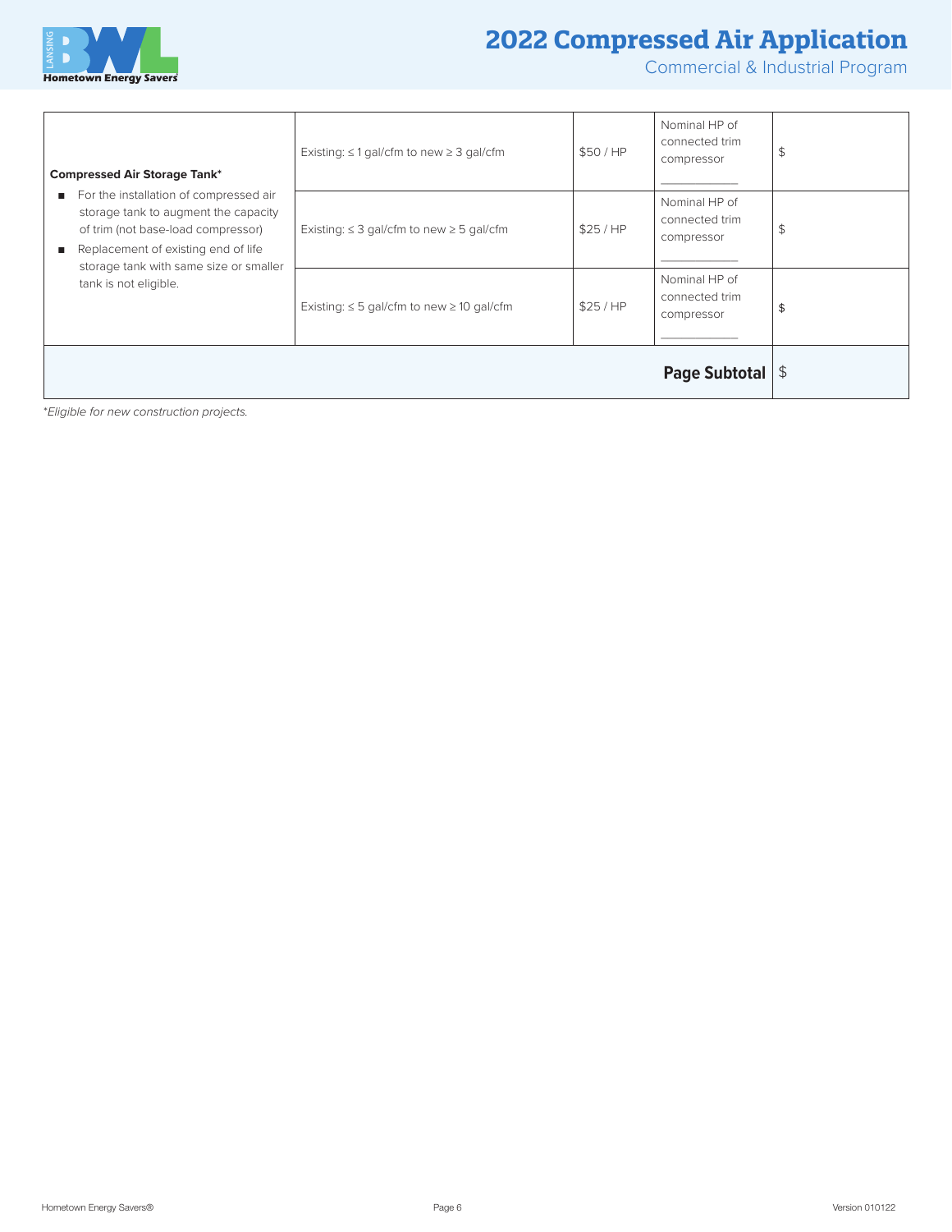| Measure | Requirement | Incentive | Quantity | Total |
|---|---|---|---|---|
| **Compressed Air Storage Tank***<br>■ For the installation of compressed air storage tank to augment the capacity of trim (not base-load compressor)<br>■ Replacement of existing end of life storage tank with same size or smaller tank is not eligible. | Existing: ≤ 1 gal/cfm to new ≥ 3 gal/cfm | $50 / HP | Nominal HP of connected trim compressor ___________ | $ |
| | Existing: ≤ 3 gal/cfm to new ≥ 5 gal/cfm | $25 / HP | Nominal HP of connected trim compressor ___________ | $ |
| | Existing: ≤ 5 gal/cfm to new ≥ 10 gal/cfm | $25 / HP | Nominal HP of connected trim compressor ___________ | $ |
| | | | **Page Subtotal** | $ |

*Eligible for new construction projects.*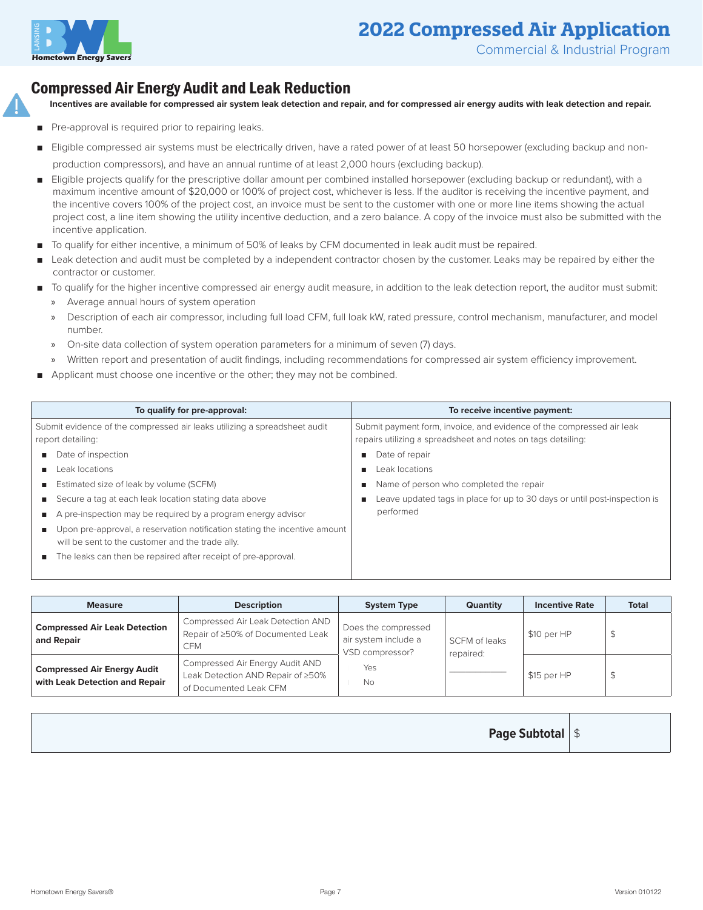# 2022 Compressed Air Application

Commercial & Industrial Program

## Compressed Air Energy Audit and Leak Reduction

**Incentives are available for compressed air system leak detection and repair, and for compressed air energy audits with leak detection and repair.**

- Pre-approval is required prior to repairing leaks.
- Eligible compressed air systems must be electrically driven, have a rated power of at least 50 horsepower (excluding backup and non-production compressors), and have an annual runtime of at least 2,000 hours (excluding backup).
- Eligible projects qualify for the prescriptive dollar amount per combined installed horsepower (excluding backup or redundant), with a maximum incentive amount of $20,000 or 100% of project cost, whichever is less. If the auditor is receiving the incentive payment, and the incentive covers 100% of the project cost, an invoice must be sent to the customer with one or more line items showing the actual project cost, a line item showing the utility incentive deduction, and a zero balance. A copy of the invoice must also be submitted with the incentive application.
- To qualify for either incentive, a minimum of 50% of leaks by CFM documented in leak audit must be repaired.
- Leak detection and audit must be completed by a independent contractor chosen by the customer. Leaks may be repaired by either the contractor or customer.
- To qualify for the higher incentive compressed air energy audit measure, in addition to the leak detection report, the auditor must submit:
  - Average annual hours of system operation
  - Description of each air compressor, including full load CFM, full loak kW, rated pressure, control mechanism, manufacturer, and model number.
  - On-site data collection of system operation parameters for a minimum of seven (7) days.
  - Written report and presentation of audit findings, including recommendations for compressed air system efficiency improvement.
- Applicant must choose one incentive or the other; they may not be combined.

| To qualify for pre-approval: | To receive incentive payment: |
|---|---|
| Submit evidence of the compressed air leaks utilizing a spreadsheet audit report detailing:<br>■ Date of inspection<br>■ Leak locations<br>■ Estimated size of leak by volume (SCFM)<br>■ Secure a tag at each leak location stating data above<br>■ A pre-inspection may be required by a program energy advisor<br>■ Upon pre-approval, a reservation notification stating the incentive amount will be sent to the customer and the trade ally.<br>■ The leaks can then be repaired after receipt of pre-approval. | Submit payment form, invoice, and evidence of the compressed air leak repairs utilizing a spreadsheet and notes on tags detailing:<br>■ Date of repair<br>■ Leak locations<br>■ Name of person who completed the repair<br>■ Leave updated tags in place for up to 30 days or until post-inspection is performed |

| Measure | Description | System Type | Quantity | Incentive Rate | Total |
|---|---|---|---|---|---|
| **Compressed Air Leak Detection and Repair** | Compressed Air Leak Detection AND Repair of ≥50% of Documented Leak CFM | Does the compressed air system include a VSD compressor?<br>☐ Yes<br>☐ No | SCFM of leaks repaired: ________ | $10 per HP | $ |
| **Compressed Air Energy Audit with Leak Detection and Repair** | Compressed Air Energy Audit AND Leak Detection AND Repair of ≥50% of Documented Leak CFM | | | $15 per HP | $ |

| **Page Subtotal** | $ |
|---|---|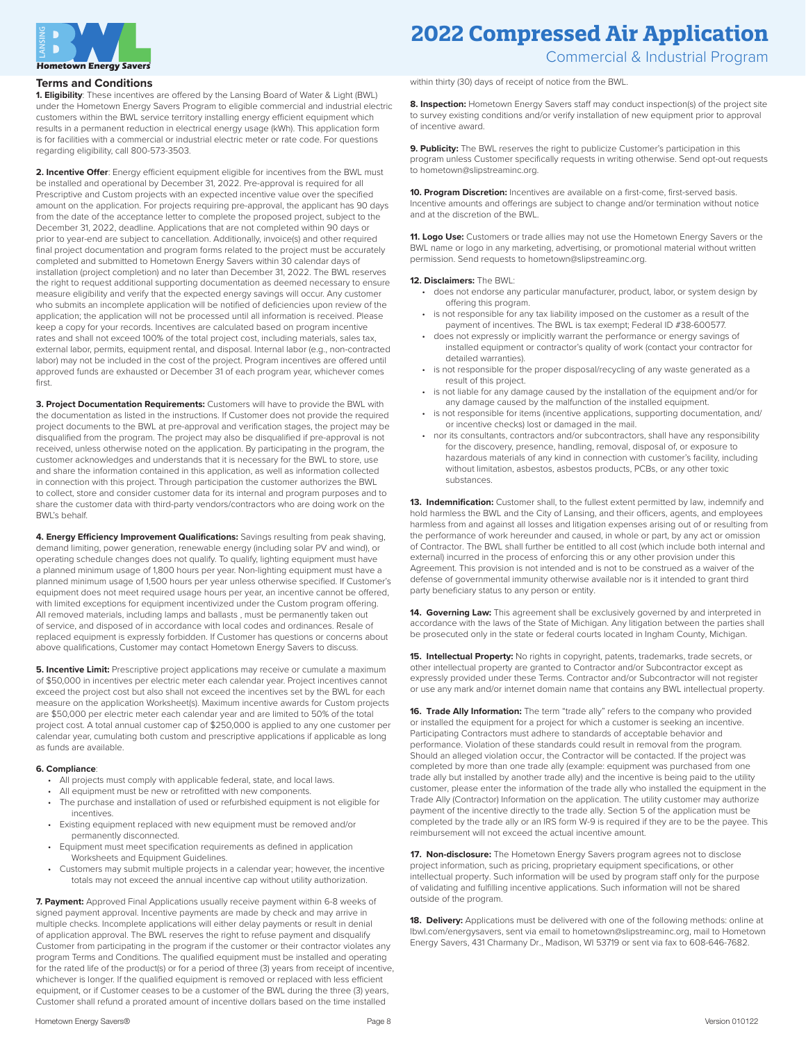# 2022 Compressed Air Application

Commercial & Industrial Program

## Terms and Conditions

**1. Eligibility**: These incentives are offered by the Lansing Board of Water & Light (BWL) under the Hometown Energy Savers Program to eligible commercial and industrial electric customers within the BWL service territory installing energy efficient equipment which results in a permanent reduction in electrical energy usage (kWh). This application form is for facilities with a commercial or industrial electric meter or rate code. For questions regarding eligibility, call 800-573-3503.

**2. Incentive Offer**: Energy efficient equipment eligible for incentives from the BWL must be installed and operational by December 31, 2022. Pre-approval is required for all Prescriptive and Custom projects with an expected incentive value over the specified amount on the application. For projects requiring pre-approval, the applicant has 90 days from the date of the acceptance letter to complete the proposed project, subject to the December 31, 2022, deadline. Applications that are not completed within 90 days or prior to year-end are subject to cancellation. Additionally, invoice(s) and other required final project documentation and program forms related to the project must be accurately completed and submitted to Hometown Energy Savers within 30 calendar days of installation (project completion) and no later than December 31, 2022. The BWL reserves the right to request additional supporting documentation as deemed necessary to ensure measure eligibility and verify that the expected energy savings will occur. Any customer who submits an incomplete application will be notified of deficiencies upon review of the application; the application will not be processed until all information is received. Please keep a copy for your records. Incentives are calculated based on program incentive rates and shall not exceed 100% of the total project cost, including materials, sales tax, external labor, permits, equipment rental, and disposal. Internal labor (e.g., non-contracted labor) may not be included in the cost of the project. Program incentives are offered until approved funds are exhausted or December 31 of each program year, whichever comes first.

**3. Project Documentation Requirements:** Customers will have to provide the BWL with the documentation as listed in the instructions. If Customer does not provide the required project documents to the BWL at pre-approval and verification stages, the project may be disqualified from the program. The project may also be disqualified if pre-approval is not received, unless otherwise noted on the application. By participating in the program, the customer acknowledges and understands that it is necessary for the BWL to store, use and share the information contained in this application, as well as information collected in connection with this project. Through participation the customer authorizes the BWL to collect, store and consider customer data for its internal and program purposes and to share the customer data with third-party vendors/contractors who are doing work on the BWL's behalf.

**4. Energy Efficiency Improvement Qualifications:** Savings resulting from peak shaving, demand limiting, power generation, renewable energy (including solar PV and wind), or operating schedule changes does not qualify. To qualify, lighting equipment must have a planned minimum usage of 1,800 hours per year. Non-lighting equipment must have a planned minimum usage of 1,500 hours per year unless otherwise specified. If Customer's equipment does not meet required usage hours per year, an incentive cannot be offered, with limited exceptions for equipment incentivized under the Custom program offering. All removed materials, including lamps and ballasts , must be permanently taken out of service, and disposed of in accordance with local codes and ordinances. Resale of replaced equipment is expressly forbidden. If Customer has questions or concerns about above qualifications, Customer may contact Hometown Energy Savers to discuss.

**5. Incentive Limit:** Prescriptive project applications may receive or cumulate a maximum of $50,000 in incentives per electric meter each calendar year. Project incentives cannot exceed the project cost but also shall not exceed the incentives set by the BWL for each measure on the application Worksheet(s). Maximum incentive awards for Custom projects are $50,000 per electric meter each calendar year and are limited to 50% of the total project cost. A total annual customer cap of $250,000 is applied to any one customer per calendar year, cumulating both custom and prescriptive applications if applicable as long as funds are available.

**6. Compliance**:

- All projects must comply with applicable federal, state, and local laws.
- All equipment must be new or retrofitted with new components.
- The purchase and installation of used or refurbished equipment is not eligible for incentives.
- Existing equipment replaced with new equipment must be removed and/or permanently disconnected.
- Equipment must meet specification requirements as defined in application Worksheets and Equipment Guidelines.
- Customers may submit multiple projects in a calendar year; however, the incentive totals may not exceed the annual incentive cap without utility authorization.

**7. Payment:** Approved Final Applications usually receive payment within 6-8 weeks of signed payment approval. Incentive payments are made by check and may arrive in multiple checks. Incomplete applications will either delay payments or result in denial of application approval. The BWL reserves the right to refuse payment and disqualify Customer from participating in the program if the customer or their contractor violates any program Terms and Conditions. The qualified equipment must be installed and operating for the rated life of the product(s) or for a period of three (3) years from receipt of incentive, whichever is longer. If the qualified equipment is removed or replaced with less efficient equipment, or if Customer ceases to be a customer of the BWL during the three (3) years, Customer shall refund a prorated amount of incentive dollars based on the time installed within thirty (30) days of receipt of notice from the BWL.

**8. Inspection:** Hometown Energy Savers staff may conduct inspection(s) of the project site to survey existing conditions and/or verify installation of new equipment prior to approval of incentive award.

**9. Publicity:** The BWL reserves the right to publicize Customer's participation in this program unless Customer specifically requests in writing otherwise. Send opt-out requests to hometown@slipstreaminc.org.

**10. Program Discretion:** Incentives are available on a first-come, first-served basis. Incentive amounts and offerings are subject to change and/or termination without notice and at the discretion of the BWL.

**11. Logo Use:** Customers or trade allies may not use the Hometown Energy Savers or the BWL name or logo in any marketing, advertising, or promotional material without written permission. Send requests to hometown@slipstreaminc.org.

**12. Disclaimers:** The BWL:

- does not endorse any particular manufacturer, product, labor, or system design by offering this program.
- is not responsible for any tax liability imposed on the customer as a result of the payment of incentives. The BWL is tax exempt; Federal ID #38-600577.
- does not expressly or implicitly warrant the performance or energy savings of installed equipment or contractor's quality of work (contact your contractor for detailed warranties).
- is not responsible for the proper disposal/recycling of any waste generated as a result of this project.
- is not liable for any damage caused by the installation of the equipment and/or for any damage caused by the malfunction of the installed equipment.
- is not responsible for items (incentive applications, supporting documentation, and/or incentive checks) lost or damaged in the mail.
- nor its consultants, contractors and/or subcontractors, shall have any responsibility for the discovery, presence, handling, removal, disposal of, or exposure to hazardous materials of any kind in connection with customer's facility, including without limitation, asbestos, asbestos products, PCBs, or any other toxic substances.

**13. Indemnification:** Customer shall, to the fullest extent permitted by law, indemnify and hold harmless the BWL and the City of Lansing, and their officers, agents, and employees harmless from and against all losses and litigation expenses arising out of or resulting from the performance of work hereunder and caused, in whole or part, by any act or omission of Contractor. The BWL shall further be entitled to all cost (which include both internal and external) incurred in the process of enforcing this or any other provision under this Agreement. This provision is not intended and is not to be construed as a waiver of the defense of governmental immunity otherwise available nor is it intended to grant third party beneficiary status to any person or entity.

**14. Governing Law:** This agreement shall be exclusively governed by and interpreted in accordance with the laws of the State of Michigan. Any litigation between the parties shall be prosecuted only in the state or federal courts located in Ingham County, Michigan.

**15. Intellectual Property:** No rights in copyright, patents, trademarks, trade secrets, or other intellectual property are granted to Contractor and/or Subcontractor except as expressly provided under these Terms. Contractor and/or Subcontractor will not register or use any mark and/or internet domain name that contains any BWL intellectual property.

**16. Trade Ally Information:** The term "trade ally" refers to the company who provided or installed the equipment for a project for which a customer is seeking an incentive. Participating Contractors must adhere to standards of acceptable behavior and performance. Violation of these standards could result in removal from the program. Should an alleged violation occur, the Contractor will be contacted. If the project was completed by more than one trade ally (example: equipment was purchased from one trade ally but installed by another trade ally) and the incentive is being paid to the utility customer, please enter the information of the trade ally who installed the equipment in the Trade Ally (Contractor) Information on the application. The utility customer may authorize payment of the incentive directly to the trade ally. Section 5 of the application must be completed by the trade ally or an IRS form W-9 is required if they are to be the payee. This reimbursement will not exceed the actual incentive amount.

**17. Non-disclosure:** The Hometown Energy Savers program agrees not to disclose project information, such as pricing, proprietary equipment specifications, or other intellectual property. Such information will be used by program staff only for the purpose of validating and fulfilling incentive applications. Such information will not be shared outside of the program.

**18. Delivery:** Applications must be delivered with one of the following methods: online at lbwl.com/energysavers, sent via email to hometown@slipstreaminc.org, mail to Hometown Energy Savers, 431 Charmany Dr., Madison, WI 53719 or sent via fax to 608-646-7682.